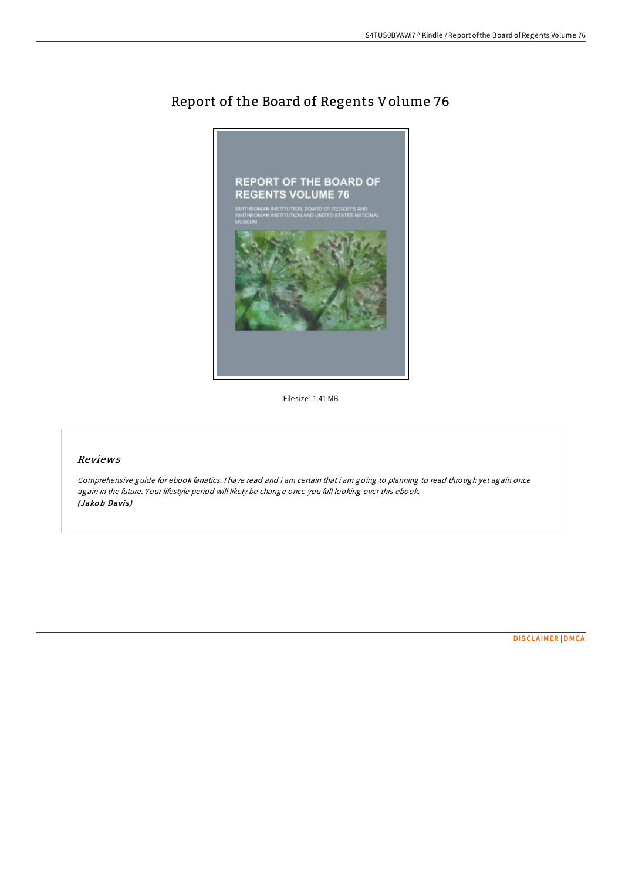# Report of the Board of Regents Volume 76

Filesize: 1.41 MB

## *Reviews*

*Comprehensive guide for ebook fanatics. I have read and i am certain that i am going to planning to read through yet again once again in the future. Your lifestyle period will likely be change once you full looking over this ebook.*
***(Jakob Davis)***

DISCLAIMER | DMCA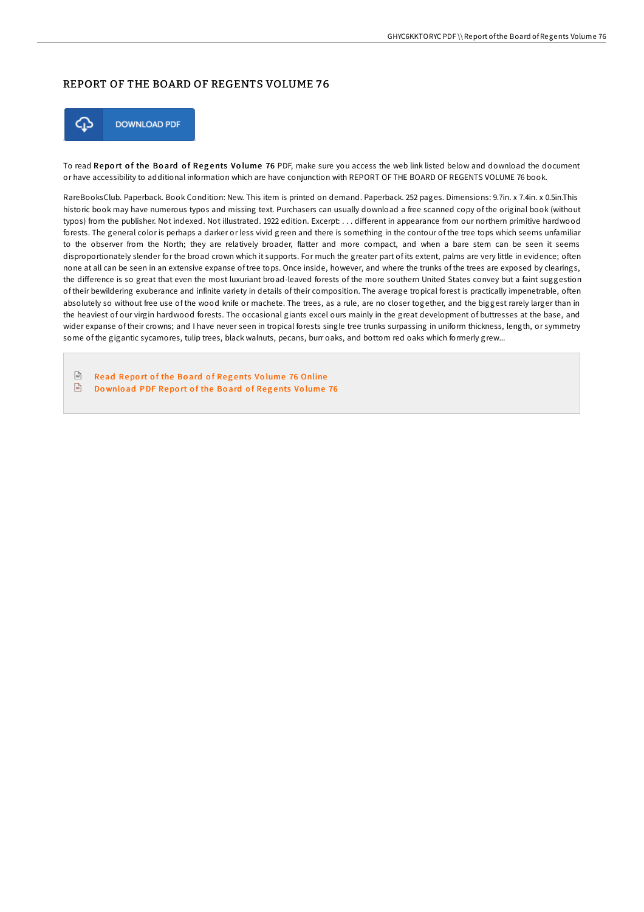# REPORT OF THE BOARD OF REGENTS VOLUME 76

DOWNLOAD PDF

To read **Report of the Board of Regents Volume 76** PDF, make sure you access the web link listed below and download the document or have accessibility to additional information which are have conjunction with REPORT OF THE BOARD OF REGENTS VOLUME 76 book.

RareBooksClub. Paperback. Book Condition: New. This item is printed on demand. Paperback. 252 pages. Dimensions: 9.7in. x 7.4in. x 0.5in.This historic book may have numerous typos and missing text. Purchasers can usually download a free scanned copy of the original book (without typos) from the publisher. Not indexed. Not illustrated. 1922 edition. Excerpt: . . . different in appearance from our northern primitive hardwood forests. The general color is perhaps a darker or less vivid green and there is something in the contour of the tree tops which seems unfamiliar to the observer from the North; they are relatively broader, flatter and more compact, and when a bare stem can be seen it seems disproportionately slender for the broad crown which it supports. For much the greater part of its extent, palms are very little in evidence; often none at all can be seen in an extensive expanse of tree tops. Once inside, however, and where the trunks of the trees are exposed by clearings, the difference is so great that even the most luxuriant broad-leaved forests of the more southern United States convey but a faint suggestion of their bewildering exuberance and infinite variety in details of their composition. The average tropical forest is practically impenetrable, often absolutely so without free use of the wood knife or machete. The trees, as a rule, are no closer together, and the biggest rarely larger than in the heaviest of our virgin hardwood forests. The occasional giants excel ours mainly in the great development of buttresses at the base, and wider expanse of their crowns; and I have never seen in tropical forests single tree trunks surpassing in uniform thickness, length, or symmetry some of the gigantic sycamores, tulip trees, black walnuts, pecans, burr oaks, and bottom red oaks which formerly grew...

- Read Report of the Board of Regents Volume 76 Online
- Download PDF Report of the Board of Regents Volume 76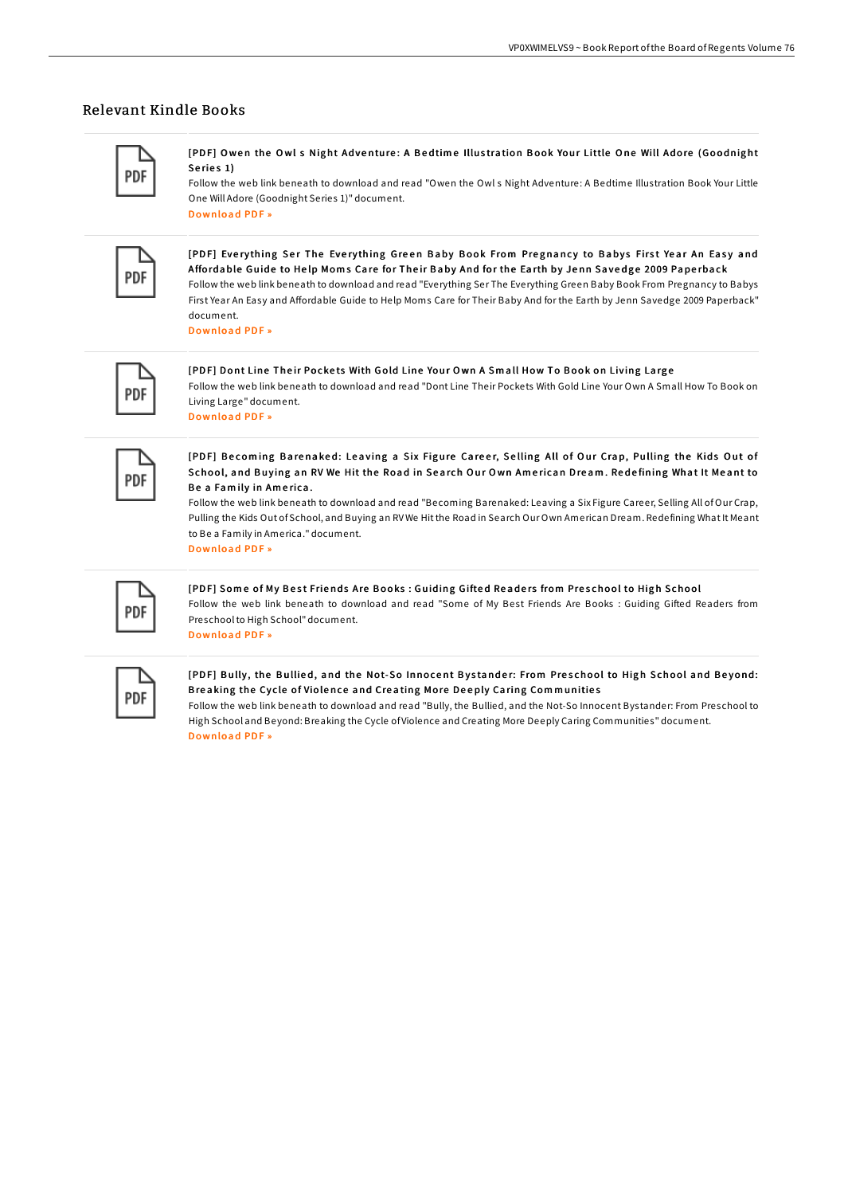## Relevant Kindle Books

PDF

**[PDF] Owen the Owl s Night Adventure: A Bedtime Illustration Book Your Little One Will Adore (Goodnight Series 1)**

Follow the web link beneath to download and read "Owen the Owl s Night Adventure: A Bedtime Illustration Book Your Little One Will Adore (Goodnight Series 1)" document.

Download PDF »

PDF

**[PDF] Everything Ser The Everything Green Baby Book From Pregnancy to Babys First Year An Easy and Affordable Guide to Help Moms Care for Their Baby And for the Earth by Jenn Savedge 2009 Paperback**

Follow the web link beneath to download and read "Everything Ser The Everything Green Baby Book From Pregnancy to Babys First Year An Easy and Affordable Guide to Help Moms Care for Their Baby And for the Earth by Jenn Savedge 2009 Paperback" document.

Download PDF »

PDF

**[PDF] Dont Line Their Pockets With Gold Line Your Own A Small How To Book on Living Large**

Follow the web link beneath to download and read "Dont Line Their Pockets With Gold Line Your Own A Small How To Book on Living Large" document.

Download PDF »

PDF

**[PDF] Becoming Barenaked: Leaving a Six Figure Career, Selling All of Our Crap, Pulling the Kids Out of School, and Buying an RV We Hit the Road in Search Our Own American Dream. Redefining What It Meant to Be a Family in America.**

Follow the web link beneath to download and read "Becoming Barenaked: Leaving a Six Figure Career, Selling All of Our Crap, Pulling the Kids Out of School, and Buying an RV We Hit the Road in Search Our Own American Dream. Redefining What It Meant to Be a Family in America." document.

Download PDF »

PDF

**[PDF] Some of My Best Friends Are Books : Guiding Gifted Readers from Preschool to High School**

Follow the web link beneath to download and read "Some of My Best Friends Are Books : Guiding Gifted Readers from Preschool to High School" document.

Download PDF »

PDF

**[PDF] Bully, the Bullied, and the Not-So Innocent Bystander: From Preschool to High School and Beyond: Breaking the Cycle of Violence and Creating More Deeply Caring Communities**

Follow the web link beneath to download and read "Bully, the Bullied, and the Not-So Innocent Bystander: From Preschool to High School and Beyond: Breaking the Cycle of Violence and Creating More Deeply Caring Communities" document.

Download PDF »